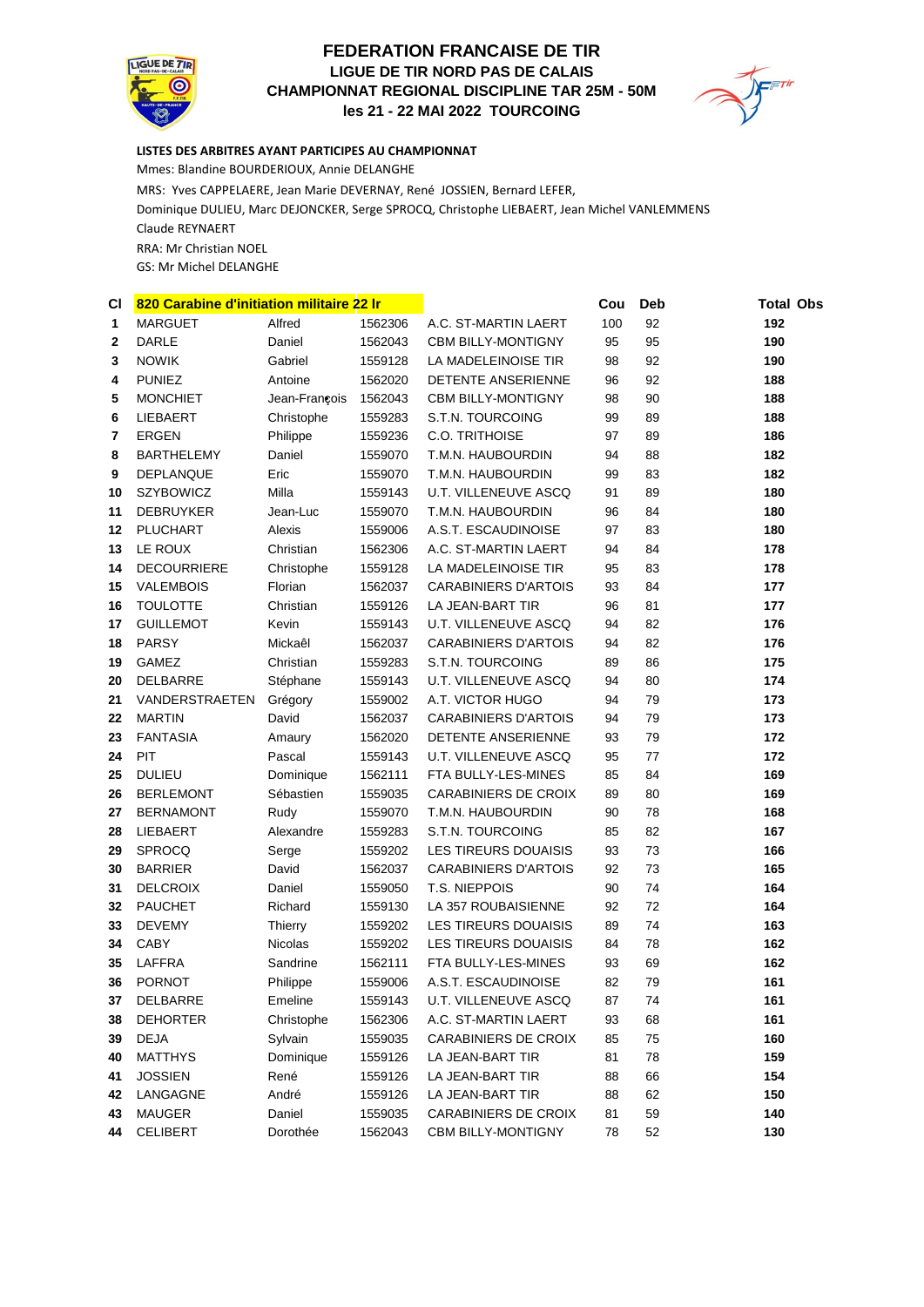# FEDERATION FRANCAISE DE TIR

## LIGUE DE TIR NORD PAS DE CALAIS

## CHAMPIONNAT REGIONAL DISCIPLINE TAR 25M - 50M

## les 21 - 22 MAI 2022 TOURCOING

**LISTES DES ARBITRES AYANT PARTICIPES AU CHAMPIONNAT**

Mmes: Blandine BOURDERIOUX, Annie DELANGHE

MRS: Yves CAPPELAERE, Jean Marie DEVERNAY, René JOSSIEN, Bernard LEFER,

Dominique DULIEU, Marc DEJONCKER, Serge SPROCQ, Christophe LIEBAERT, Jean Michel VANLEMMENS

Claude REYNAERT

RRA: Mr Christian NOEL

GS: Mr Michel DELANGHE

| Cl | 820 Carabine d'initiation militaire 22 lr | | | | Cou | Deb | Total | Obs |
|---|---|---|---|---|---|---|---|---|
| 1 | MARGUET | Alfred | 1562306 | A.C. ST-MARTIN LAERT | 100 | 92 | **192** | |
| 2 | DARLE | Daniel | 1562043 | CBM BILLY-MONTIGNY | 95 | 95 | **190** | |
| 3 | NOWIK | Gabriel | 1559128 | LA MADELEINOISE TIR | 98 | 92 | **190** | |
| 4 | PUNIEZ | Antoine | 1562020 | DETENTE ANSERIENNE | 96 | 92 | **188** | |
| 5 | MONCHIET | Jean-François | 1562043 | CBM BILLY-MONTIGNY | 98 | 90 | **188** | |
| 6 | LIEBAERT | Christophe | 1559283 | S.T.N. TOURCOING | 99 | 89 | **188** | |
| 7 | ERGEN | Philippe | 1559236 | C.O. TRITHOISE | 97 | 89 | **186** | |
| 8 | BARTHELEMY | Daniel | 1559070 | T.M.N. HAUBOURDIN | 94 | 88 | **182** | |
| 9 | DEPLANQUE | Eric | 1559070 | T.M.N. HAUBOURDIN | 99 | 83 | **182** | |
| 10 | SZYBOWICZ | Milla | 1559143 | U.T. VILLENEUVE ASCQ | 91 | 89 | **180** | |
| 11 | DEBRUYKER | Jean-Luc | 1559070 | T.M.N. HAUBOURDIN | 96 | 84 | **180** | |
| 12 | PLUCHART | Alexis | 1559006 | A.S.T. ESCAUDINOISE | 97 | 83 | **180** | |
| 13 | LE ROUX | Christian | 1562306 | A.C. ST-MARTIN LAERT | 94 | 84 | **178** | |
| 14 | DECOURRIERE | Christophe | 1559128 | LA MADELEINOISE TIR | 95 | 83 | **178** | |
| 15 | VALEMBOIS | Florian | 1562037 | CARABINIERS D'ARTOIS | 93 | 84 | **177** | |
| 16 | TOULOTTE | Christian | 1559126 | LA JEAN-BART TIR | 96 | 81 | **177** | |
| 17 | GUILLEMOT | Kevin | 1559143 | U.T. VILLENEUVE ASCQ | 94 | 82 | **176** | |
| 18 | PARSY | Mickaêl | 1562037 | CARABINIERS D'ARTOIS | 94 | 82 | **176** | |
| 19 | GAMEZ | Christian | 1559283 | S.T.N. TOURCOING | 89 | 86 | **175** | |
| 20 | DELBARRE | Stéphane | 1559143 | U.T. VILLENEUVE ASCQ | 94 | 80 | **174** | |
| 21 | VANDERSTRAETEN | Grégory | 1559002 | A.T. VICTOR HUGO | 94 | 79 | **173** | |
| 22 | MARTIN | David | 1562037 | CARABINIERS D'ARTOIS | 94 | 79 | **173** | |
| 23 | FANTASIA | Amaury | 1562020 | DETENTE ANSERIENNE | 93 | 79 | **172** | |
| 24 | PIT | Pascal | 1559143 | U.T. VILLENEUVE ASCQ | 95 | 77 | **172** | |
| 25 | DULIEU | Dominique | 1562111 | FTA BULLY-LES-MINES | 85 | 84 | **169** | |
| 26 | BERLEMONT | Sébastien | 1559035 | CARABINIERS DE CROIX | 89 | 80 | **169** | |
| 27 | BERNAMONT | Rudy | 1559070 | T.M.N. HAUBOURDIN | 90 | 78 | **168** | |
| 28 | LIEBAERT | Alexandre | 1559283 | S.T.N. TOURCOING | 85 | 82 | **167** | |
| 29 | SPROCQ | Serge | 1559202 | LES TIREURS DOUAISIS | 93 | 73 | **166** | |
| 30 | BARRIER | David | 1562037 | CARABINIERS D'ARTOIS | 92 | 73 | **165** | |
| 31 | DELCROIX | Daniel | 1559050 | T.S. NIEPPOIS | 90 | 74 | **164** | |
| 32 | PAUCHET | Richard | 1559130 | LA 357 ROUBAISIENNE | 92 | 72 | **164** | |
| 33 | DEVEMY | Thierry | 1559202 | LES TIREURS DOUAISIS | 89 | 74 | **163** | |
| 34 | CABY | Nicolas | 1559202 | LES TIREURS DOUAISIS | 84 | 78 | **162** | |
| 35 | LAFFRA | Sandrine | 1562111 | FTA BULLY-LES-MINES | 93 | 69 | **162** | |
| 36 | PORNOT | Philippe | 1559006 | A.S.T. ESCAUDINOISE | 82 | 79 | **161** | |
| 37 | DELBARRE | Emeline | 1559143 | U.T. VILLENEUVE ASCQ | 87 | 74 | **161** | |
| 38 | DEHORTER | Christophe | 1562306 | A.C. ST-MARTIN LAERT | 93 | 68 | **161** | |
| 39 | DEJA | Sylvain | 1559035 | CARABINIERS DE CROIX | 85 | 75 | **160** | |
| 40 | MATTHYS | Dominique | 1559126 | LA JEAN-BART TIR | 81 | 78 | **159** | |
| 41 | JOSSIEN | René | 1559126 | LA JEAN-BART TIR | 88 | 66 | **154** | |
| 42 | LANGAGNE | André | 1559126 | LA JEAN-BART TIR | 88 | 62 | **150** | |
| 43 | MAUGER | Daniel | 1559035 | CARABINIERS DE CROIX | 81 | 59 | **140** | |
| 44 | CELIBERT | Dorothée | 1562043 | CBM BILLY-MONTIGNY | 78 | 52 | **130** | |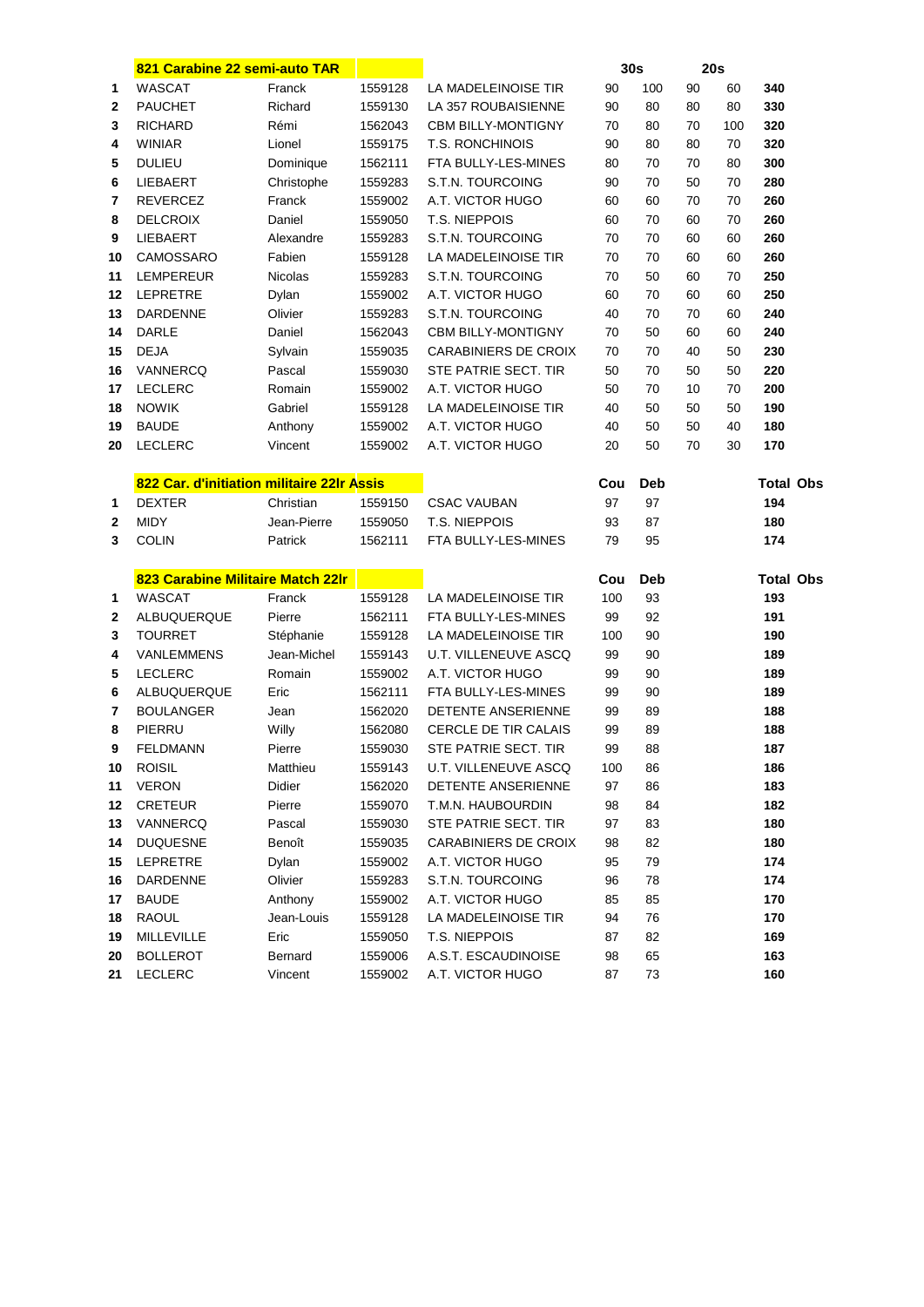| | 821 Carabine 22 semi-auto TAR | | | | 30s | | 20s | | |
|---|---|---|---|---|---|---|---|---|---|
| 1 | WASCAT | Franck | 1559128 | LA MADELEINOISE TIR | 90 | 100 | 90 | 60 | **340** |
| 2 | PAUCHET | Richard | 1559130 | LA 357 ROUBAISIENNE | 90 | 80 | 80 | 80 | **330** |
| 3 | RICHARD | Rémi | 1562043 | CBM BILLY-MONTIGNY | 70 | 80 | 70 | 100 | **320** |
| 4 | WINIAR | Lionel | 1559175 | T.S. RONCHINOIS | 90 | 80 | 80 | 70 | **320** |
| 5 | DULIEU | Dominique | 1562111 | FTA BULLY-LES-MINES | 80 | 70 | 70 | 80 | **300** |
| 6 | LIEBAERT | Christophe | 1559283 | S.T.N. TOURCOING | 90 | 70 | 50 | 70 | **280** |
| 7 | REVERCEZ | Franck | 1559002 | A.T. VICTOR HUGO | 60 | 60 | 70 | 70 | **260** |
| 8 | DELCROIX | Daniel | 1559050 | T.S. NIEPPOIS | 60 | 70 | 60 | 70 | **260** |
| 9 | LIEBAERT | Alexandre | 1559283 | S.T.N. TOURCOING | 70 | 70 | 60 | 60 | **260** |
| 10 | CAMOSSARO | Fabien | 1559128 | LA MADELEINOISE TIR | 70 | 70 | 60 | 60 | **260** |
| 11 | LEMPEREUR | Nicolas | 1559283 | S.T.N. TOURCOING | 70 | 50 | 60 | 70 | **250** |
| 12 | LEPRETRE | Dylan | 1559002 | A.T. VICTOR HUGO | 60 | 70 | 60 | 60 | **250** |
| 13 | DARDENNE | Olivier | 1559283 | S.T.N. TOURCOING | 40 | 70 | 70 | 60 | **240** |
| 14 | DARLE | Daniel | 1562043 | CBM BILLY-MONTIGNY | 70 | 50 | 60 | 60 | **240** |
| 15 | DEJA | Sylvain | 1559035 | CARABINIERS DE CROIX | 70 | 70 | 40 | 50 | **230** |
| 16 | VANNERCQ | Pascal | 1559030 | STE PATRIE SECT. TIR | 50 | 70 | 50 | 50 | **220** |
| 17 | LECLERC | Romain | 1559002 | A.T. VICTOR HUGO | 50 | 70 | 10 | 70 | **200** |
| 18 | NOWIK | Gabriel | 1559128 | LA MADELEINOISE TIR | 40 | 50 | 50 | 50 | **190** |
| 19 | BAUDE | Anthony | 1559002 | A.T. VICTOR HUGO | 40 | 50 | 50 | 40 | **180** |
| 20 | LECLERC | Vincent | 1559002 | A.T. VICTOR HUGO | 20 | 50 | 70 | 30 | **170** |

| | 822 Car. d'initiation militaire 22lr Assis | | | | Cou | Deb | Total | Obs |
|---|---|---|---|---|---|---|---|---|
| 1 | DEXTER | Christian | 1559150 | CSAC VAUBAN | 97 | 97 | **194** | |
| 2 | MIDY | Jean-Pierre | 1559050 | T.S. NIEPPOIS | 93 | 87 | **180** | |
| 3 | COLIN | Patrick | 1562111 | FTA BULLY-LES-MINES | 79 | 95 | **174** | |

| | 823 Carabine Militaire Match 22lr | | | | Cou | Deb | Total | Obs |
|---|---|---|---|---|---|---|---|---|
| 1 | WASCAT | Franck | 1559128 | LA MADELEINOISE TIR | 100 | 93 | **193** | |
| 2 | ALBUQUERQUE | Pierre | 1562111 | FTA BULLY-LES-MINES | 99 | 92 | **191** | |
| 3 | TOURRET | Stéphanie | 1559128 | LA MADELEINOISE TIR | 100 | 90 | **190** | |
| 4 | VANLEMMENS | Jean-Michel | 1559143 | U.T. VILLENEUVE ASCQ | 99 | 90 | **189** | |
| 5 | LECLERC | Romain | 1559002 | A.T. VICTOR HUGO | 99 | 90 | **189** | |
| 6 | ALBUQUERQUE | Eric | 1562111 | FTA BULLY-LES-MINES | 99 | 90 | **189** | |
| 7 | BOULANGER | Jean | 1562020 | DETENTE ANSERIENNE | 99 | 89 | **188** | |
| 8 | PIERRU | Willy | 1562080 | CERCLE DE TIR CALAIS | 99 | 89 | **188** | |
| 9 | FELDMANN | Pierre | 1559030 | STE PATRIE SECT. TIR | 99 | 88 | **187** | |
| 10 | ROISIL | Matthieu | 1559143 | U.T. VILLENEUVE ASCQ | 100 | 86 | **186** | |
| 11 | VERON | Didier | 1562020 | DETENTE ANSERIENNE | 97 | 86 | **183** | |
| 12 | CRETEUR | Pierre | 1559070 | T.M.N. HAUBOURDIN | 98 | 84 | **182** | |
| 13 | VANNERCQ | Pascal | 1559030 | STE PATRIE SECT. TIR | 97 | 83 | **180** | |
| 14 | DUQUESNE | Benoît | 1559035 | CARABINIERS DE CROIX | 98 | 82 | **180** | |
| 15 | LEPRETRE | Dylan | 1559002 | A.T. VICTOR HUGO | 95 | 79 | **174** | |
| 16 | DARDENNE | Olivier | 1559283 | S.T.N. TOURCOING | 96 | 78 | **174** | |
| 17 | BAUDE | Anthony | 1559002 | A.T. VICTOR HUGO | 85 | 85 | **170** | |
| 18 | RAOUL | Jean-Louis | 1559128 | LA MADELEINOISE TIR | 94 | 76 | **170** | |
| 19 | MILLEVILLE | Eric | 1559050 | T.S. NIEPPOIS | 87 | 82 | **169** | |
| 20 | BOLLEROT | Bernard | 1559006 | A.S.T. ESCAUDINOISE | 98 | 65 | **163** | |
| 21 | LECLERC | Vincent | 1559002 | A.T. VICTOR HUGO | 87 | 73 | **160** | |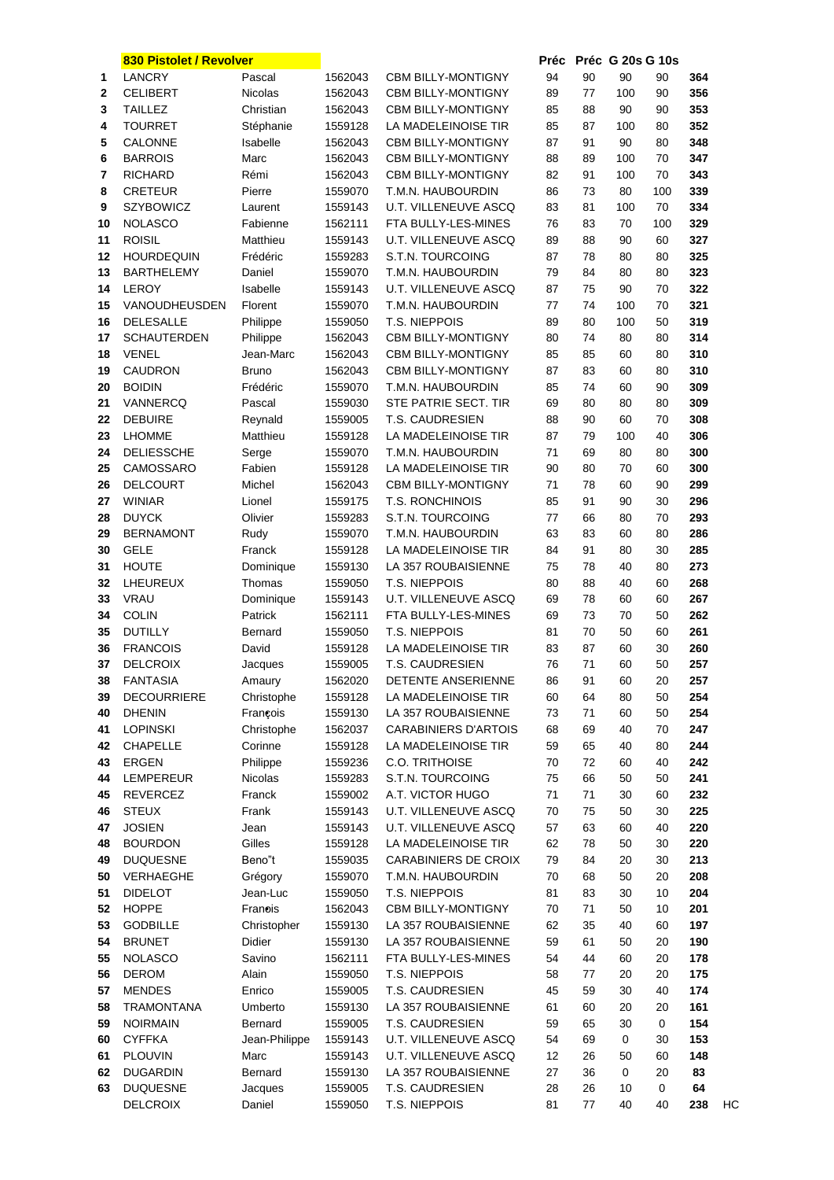| | 830 Pistolet / Revolver | | | | Préc | Préc | G 20s | G 10s | | |
|---|---|---|---|---|---|---|---|---|---|---|
| 1 | LANCRY | Pascal | 1562043 | CBM BILLY-MONTIGNY | 94 | 90 | 90 | 90 | **364** | |
| 2 | CELIBERT | Nicolas | 1562043 | CBM BILLY-MONTIGNY | 89 | 77 | 100 | 90 | **356** | |
| 3 | TAILLEZ | Christian | 1562043 | CBM BILLY-MONTIGNY | 85 | 88 | 90 | 90 | **353** | |
| 4 | TOURRET | Stéphanie | 1559128 | LA MADELEINOISE TIR | 85 | 87 | 100 | 80 | **352** | |
| 5 | CALONNE | Isabelle | 1562043 | CBM BILLY-MONTIGNY | 87 | 91 | 90 | 80 | **348** | |
| 6 | BARROIS | Marc | 1562043 | CBM BILLY-MONTIGNY | 88 | 89 | 100 | 70 | **347** | |
| 7 | RICHARD | Rémi | 1562043 | CBM BILLY-MONTIGNY | 82 | 91 | 100 | 70 | **343** | |
| 8 | CRETEUR | Pierre | 1559070 | T.M.N. HAUBOURDIN | 86 | 73 | 80 | 100 | **339** | |
| 9 | SZYBOWICZ | Laurent | 1559143 | U.T. VILLENEUVE ASCQ | 83 | 81 | 100 | 70 | **334** | |
| 10 | NOLASCO | Fabienne | 1562111 | FTA BULLY-LES-MINES | 76 | 83 | 70 | 100 | **329** | |
| 11 | ROISIL | Matthieu | 1559143 | U.T. VILLENEUVE ASCQ | 89 | 88 | 90 | 60 | **327** | |
| 12 | HOURDEQUIN | Frédéric | 1559283 | S.T.N. TOURCOING | 87 | 78 | 80 | 80 | **325** | |
| 13 | BARTHELEMY | Daniel | 1559070 | T.M.N. HAUBOURDIN | 79 | 84 | 80 | 80 | **323** | |
| 14 | LEROY | Isabelle | 1559143 | U.T. VILLENEUVE ASCQ | 87 | 75 | 90 | 70 | **322** | |
| 15 | VANOUDHEUSDEN | Florent | 1559070 | T.M.N. HAUBOURDIN | 77 | 74 | 100 | 70 | **321** | |
| 16 | DELESALLE | Philippe | 1559050 | T.S. NIEPPOIS | 89 | 80 | 100 | 50 | **319** | |
| 17 | SCHAUTERDEN | Philippe | 1562043 | CBM BILLY-MONTIGNY | 80 | 74 | 80 | 80 | **314** | |
| 18 | VENEL | Jean-Marc | 1562043 | CBM BILLY-MONTIGNY | 85 | 85 | 60 | 80 | **310** | |
| 19 | CAUDRON | Bruno | 1562043 | CBM BILLY-MONTIGNY | 87 | 83 | 60 | 80 | **310** | |
| 20 | BOIDIN | Frédéric | 1559070 | T.M.N. HAUBOURDIN | 85 | 74 | 60 | 90 | **309** | |
| 21 | VANNERCQ | Pascal | 1559030 | STE PATRIE SECT. TIR | 69 | 80 | 80 | 80 | **309** | |
| 22 | DEBUIRE | Reynald | 1559005 | T.S. CAUDRESIEN | 88 | 90 | 60 | 70 | **308** | |
| 23 | LHOMME | Matthieu | 1559128 | LA MADELEINOISE TIR | 87 | 79 | 100 | 40 | **306** | |
| 24 | DELIESSCHE | Serge | 1559070 | T.M.N. HAUBOURDIN | 71 | 69 | 80 | 80 | **300** | |
| 25 | CAMOSSARO | Fabien | 1559128 | LA MADELEINOISE TIR | 90 | 80 | 70 | 60 | **300** | |
| 26 | DELCOURT | Michel | 1562043 | CBM BILLY-MONTIGNY | 71 | 78 | 60 | 90 | **299** | |
| 27 | WINIAR | Lionel | 1559175 | T.S. RONCHINOIS | 85 | 91 | 90 | 30 | **296** | |
| 28 | DUYCK | Olivier | 1559283 | S.T.N. TOURCOING | 77 | 66 | 80 | 70 | **293** | |
| 29 | BERNAMONT | Rudy | 1559070 | T.M.N. HAUBOURDIN | 63 | 83 | 60 | 80 | **286** | |
| 30 | GELE | Franck | 1559128 | LA MADELEINOISE TIR | 84 | 91 | 80 | 30 | **285** | |
| 31 | HOUTE | Dominique | 1559130 | LA 357 ROUBAISIENNE | 75 | 78 | 40 | 80 | **273** | |
| 32 | LHEUREUX | Thomas | 1559050 | T.S. NIEPPOIS | 80 | 88 | 40 | 60 | **268** | |
| 33 | VRAU | Dominique | 1559143 | U.T. VILLENEUVE ASCQ | 69 | 78 | 60 | 60 | **267** | |
| 34 | COLIN | Patrick | 1562111 | FTA BULLY-LES-MINES | 69 | 73 | 70 | 50 | **262** | |
| 35 | DUTILLY | Bernard | 1559050 | T.S. NIEPPOIS | 81 | 70 | 50 | 60 | **261** | |
| 36 | FRANCOIS | David | 1559128 | LA MADELEINOISE TIR | 83 | 87 | 60 | 30 | **260** | |
| 37 | DELCROIX | Jacques | 1559005 | T.S. CAUDRESIEN | 76 | 71 | 60 | 50 | **257** | |
| 38 | FANTASIA | Amaury | 1562020 | DETENTE ANSERIENNE | 86 | 91 | 60 | 20 | **257** | |
| 39 | DECOURRIERE | Christophe | 1559128 | LA MADELEINOISE TIR | 60 | 64 | 80 | 50 | **254** | |
| 40 | DHENIN | François | 1559130 | LA 357 ROUBAISIENNE | 73 | 71 | 60 | 50 | **254** | |
| 41 | LOPINSKI | Christophe | 1562037 | CARABINIERS D'ARTOIS | 68 | 69 | 40 | 70 | **247** | |
| 42 | CHAPELLE | Corinne | 1559128 | LA MADELEINOISE TIR | 59 | 65 | 40 | 80 | **244** | |
| 43 | ERGEN | Philippe | 1559236 | C.O. TRITHOISE | 70 | 72 | 60 | 40 | **242** | |
| 44 | LEMPEREUR | Nicolas | 1559283 | S.T.N. TOURCOING | 75 | 66 | 50 | 50 | **241** | |
| 45 | REVERCEZ | Franck | 1559002 | A.T. VICTOR HUGO | 71 | 71 | 30 | 60 | **232** | |
| 46 | STEUX | Frank | 1559143 | U.T. VILLENEUVE ASCQ | 70 | 75 | 50 | 30 | **225** | |
| 47 | JOSIEN | Jean | 1559143 | U.T. VILLENEUVE ASCQ | 57 | 63 | 60 | 40 | **220** | |
| 48 | BOURDON | Gilles | 1559128 | LA MADELEINOISE TIR | 62 | 78 | 50 | 30 | **220** | |
| 49 | DUQUESNE | Beno"t | 1559035 | CARABINIERS DE CROIX | 79 | 84 | 20 | 30 | **213** | |
| 50 | VERHAEGHE | Grégory | 1559070 | T.M.N. HAUBOURDIN | 70 | 68 | 50 | 20 | **208** | |
| 51 | DIDELOT | Jean-Luc | 1559050 | T.S. NIEPPOIS | 81 | 83 | 30 | 10 | **204** | |
| 52 | HOPPE | Franois | 1562043 | CBM BILLY-MONTIGNY | 70 | 71 | 50 | 10 | **201** | |
| 53 | GODBILLE | Christopher | 1559130 | LA 357 ROUBAISIENNE | 62 | 35 | 40 | 60 | **197** | |
| 54 | BRUNET | Didier | 1559130 | LA 357 ROUBAISIENNE | 59 | 61 | 50 | 20 | **190** | |
| 55 | NOLASCO | Savino | 1562111 | FTA BULLY-LES-MINES | 54 | 44 | 60 | 20 | **178** | |
| 56 | DEROM | Alain | 1559050 | T.S. NIEPPOIS | 58 | 77 | 20 | 20 | **175** | |
| 57 | MENDES | Enrico | 1559005 | T.S. CAUDRESIEN | 45 | 59 | 30 | 40 | **174** | |
| 58 | TRAMONTANA | Umberto | 1559130 | LA 357 ROUBAISIENNE | 61 | 60 | 20 | 20 | **161** | |
| 59 | NOIRMAIN | Bernard | 1559005 | T.S. CAUDRESIEN | 59 | 65 | 30 | 0 | **154** | |
| 60 | CYFFKA | Jean-Philippe | 1559143 | U.T. VILLENEUVE ASCQ | 54 | 69 | 0 | 30 | **153** | |
| 61 | PLOUVIN | Marc | 1559143 | U.T. VILLENEUVE ASCQ | 12 | 26 | 50 | 60 | **148** | |
| 62 | DUGARDIN | Bernard | 1559130 | LA 357 ROUBAISIENNE | 27 | 36 | 0 | 20 | **83** | |
| 63 | DUQUESNE | Jacques | 1559005 | T.S. CAUDRESIEN | 28 | 26 | 10 | 0 | **64** | |
| | DELCROIX | Daniel | 1559050 | T.S. NIEPPOIS | 81 | 77 | 40 | 40 | **238** | HC |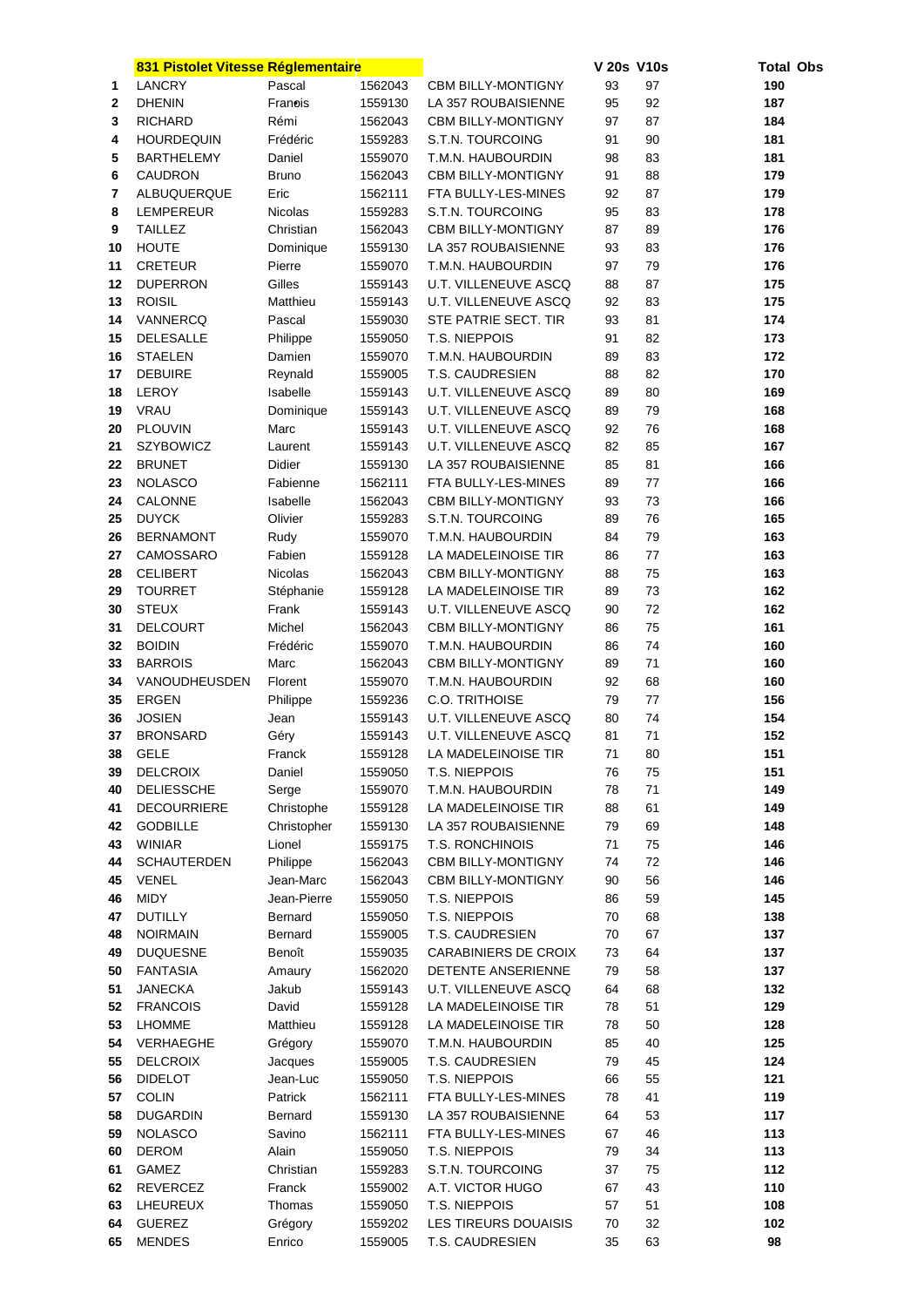| | 831 Pistolet Vitesse Réglementaire | | | | V 20s | V10s | Total | Obs |
|---|---|---|---|---|---|---|---|---|
| 1 | LANCRY | Pascal | 1562043 | CBM BILLY-MONTIGNY | 93 | 97 | 190 | |
| 2 | DHENIN | Franois | 1559130 | LA 357 ROUBAISIENNE | 95 | 92 | 187 | |
| 3 | RICHARD | Rémi | 1562043 | CBM BILLY-MONTIGNY | 97 | 87 | 184 | |
| 4 | HOURDEQUIN | Frédéric | 1559283 | S.T.N. TOURCOING | 91 | 90 | 181 | |
| 5 | BARTHELEMY | Daniel | 1559070 | T.M.N. HAUBOURDIN | 98 | 83 | 181 | |
| 6 | CAUDRON | Bruno | 1562043 | CBM BILLY-MONTIGNY | 91 | 88 | 179 | |
| 7 | ALBUQUERQUE | Eric | 1562111 | FTA BULLY-LES-MINES | 92 | 87 | 179 | |
| 8 | LEMPEREUR | Nicolas | 1559283 | S.T.N. TOURCOING | 95 | 83 | 178 | |
| 9 | TAILLEZ | Christian | 1562043 | CBM BILLY-MONTIGNY | 87 | 89 | 176 | |
| 10 | HOUTE | Dominique | 1559130 | LA 357 ROUBAISIENNE | 93 | 83 | 176 | |
| 11 | CRETEUR | Pierre | 1559070 | T.M.N. HAUBOURDIN | 97 | 79 | 176 | |
| 12 | DUPERRON | Gilles | 1559143 | U.T. VILLENEUVE ASCQ | 88 | 87 | 175 | |
| 13 | ROISIL | Matthieu | 1559143 | U.T. VILLENEUVE ASCQ | 92 | 83 | 175 | |
| 14 | VANNERCQ | Pascal | 1559030 | STE PATRIE SECT. TIR | 93 | 81 | 174 | |
| 15 | DELESALLE | Philippe | 1559050 | T.S. NIEPPOIS | 91 | 82 | 173 | |
| 16 | STAELEN | Damien | 1559070 | T.M.N. HAUBOURDIN | 89 | 83 | 172 | |
| 17 | DEBUIRE | Reynald | 1559005 | T.S. CAUDRESIEN | 88 | 82 | 170 | |
| 18 | LEROY | Isabelle | 1559143 | U.T. VILLENEUVE ASCQ | 89 | 80 | 169 | |
| 19 | VRAU | Dominique | 1559143 | U.T. VILLENEUVE ASCQ | 89 | 79 | 168 | |
| 20 | PLOUVIN | Marc | 1559143 | U.T. VILLENEUVE ASCQ | 92 | 76 | 168 | |
| 21 | SZYBOWICZ | Laurent | 1559143 | U.T. VILLENEUVE ASCQ | 82 | 85 | 167 | |
| 22 | BRUNET | Didier | 1559130 | LA 357 ROUBAISIENNE | 85 | 81 | 166 | |
| 23 | NOLASCO | Fabienne | 1562111 | FTA BULLY-LES-MINES | 89 | 77 | 166 | |
| 24 | CALONNE | Isabelle | 1562043 | CBM BILLY-MONTIGNY | 93 | 73 | 166 | |
| 25 | DUYCK | Olivier | 1559283 | S.T.N. TOURCOING | 89 | 76 | 165 | |
| 26 | BERNAMONT | Rudy | 1559070 | T.M.N. HAUBOURDIN | 84 | 79 | 163 | |
| 27 | CAMOSSARO | Fabien | 1559128 | LA MADELEINOISE TIR | 86 | 77 | 163 | |
| 28 | CELIBERT | Nicolas | 1562043 | CBM BILLY-MONTIGNY | 88 | 75 | 163 | |
| 29 | TOURRET | Stéphanie | 1559128 | LA MADELEINOISE TIR | 89 | 73 | 162 | |
| 30 | STEUX | Frank | 1559143 | U.T. VILLENEUVE ASCQ | 90 | 72 | 162 | |
| 31 | DELCOURT | Michel | 1562043 | CBM BILLY-MONTIGNY | 86 | 75 | 161 | |
| 32 | BOIDIN | Frédéric | 1559070 | T.M.N. HAUBOURDIN | 86 | 74 | 160 | |
| 33 | BARROIS | Marc | 1562043 | CBM BILLY-MONTIGNY | 89 | 71 | 160 | |
| 34 | VANOUDHEUSDEN | Florent | 1559070 | T.M.N. HAUBOURDIN | 92 | 68 | 160 | |
| 35 | ERGEN | Philippe | 1559236 | C.O. TRITHOISE | 79 | 77 | 156 | |
| 36 | JOSIEN | Jean | 1559143 | U.T. VILLENEUVE ASCQ | 80 | 74 | 154 | |
| 37 | BRONSARD | Géry | 1559143 | U.T. VILLENEUVE ASCQ | 81 | 71 | 152 | |
| 38 | GELE | Franck | 1559128 | LA MADELEINOISE TIR | 71 | 80 | 151 | |
| 39 | DELCROIX | Daniel | 1559050 | T.S. NIEPPOIS | 76 | 75 | 151 | |
| 40 | DELIESSCHE | Serge | 1559070 | T.M.N. HAUBOURDIN | 78 | 71 | 149 | |
| 41 | DECOURRIERE | Christophe | 1559128 | LA MADELEINOISE TIR | 88 | 61 | 149 | |
| 42 | GODBILLE | Christopher | 1559130 | LA 357 ROUBAISIENNE | 79 | 69 | 148 | |
| 43 | WINIAR | Lionel | 1559175 | T.S. RONCHINOIS | 71 | 75 | 146 | |
| 44 | SCHAUTERDEN | Philippe | 1562043 | CBM BILLY-MONTIGNY | 74 | 72 | 146 | |
| 45 | VENEL | Jean-Marc | 1562043 | CBM BILLY-MONTIGNY | 90 | 56 | 146 | |
| 46 | MIDY | Jean-Pierre | 1559050 | T.S. NIEPPOIS | 86 | 59 | 145 | |
| 47 | DUTILLY | Bernard | 1559050 | T.S. NIEPPOIS | 70 | 68 | 138 | |
| 48 | NOIRMAIN | Bernard | 1559005 | T.S. CAUDRESIEN | 70 | 67 | 137 | |
| 49 | DUQUESNE | Benoît | 1559035 | CARABINIERS DE CROIX | 73 | 64 | 137 | |
| 50 | FANTASIA | Amaury | 1562020 | DETENTE ANSERIENNE | 79 | 58 | 137 | |
| 51 | JANECKA | Jakub | 1559143 | U.T. VILLENEUVE ASCQ | 64 | 68 | 132 | |
| 52 | FRANCOIS | David | 1559128 | LA MADELEINOISE TIR | 78 | 51 | 129 | |
| 53 | LHOMME | Matthieu | 1559128 | LA MADELEINOISE TIR | 78 | 50 | 128 | |
| 54 | VERHAEGHE | Grégory | 1559070 | T.M.N. HAUBOURDIN | 85 | 40 | 125 | |
| 55 | DELCROIX | Jacques | 1559005 | T.S. CAUDRESIEN | 79 | 45 | 124 | |
| 56 | DIDELOT | Jean-Luc | 1559050 | T.S. NIEPPOIS | 66 | 55 | 121 | |
| 57 | COLIN | Patrick | 1562111 | FTA BULLY-LES-MINES | 78 | 41 | 119 | |
| 58 | DUGARDIN | Bernard | 1559130 | LA 357 ROUBAISIENNE | 64 | 53 | 117 | |
| 59 | NOLASCO | Savino | 1562111 | FTA BULLY-LES-MINES | 67 | 46 | 113 | |
| 60 | DEROM | Alain | 1559050 | T.S. NIEPPOIS | 79 | 34 | 113 | |
| 61 | GAMEZ | Christian | 1559283 | S.T.N. TOURCOING | 37 | 75 | 112 | |
| 62 | REVERCEZ | Franck | 1559002 | A.T. VICTOR HUGO | 67 | 43 | 110 | |
| 63 | LHEUREUX | Thomas | 1559050 | T.S. NIEPPOIS | 57 | 51 | 108 | |
| 64 | GUEREZ | Grégory | 1559202 | LES TIREURS DOUAISIS | 70 | 32 | 102 | |
| 65 | MENDES | Enrico | 1559005 | T.S. CAUDRESIEN | 35 | 63 | 98 | |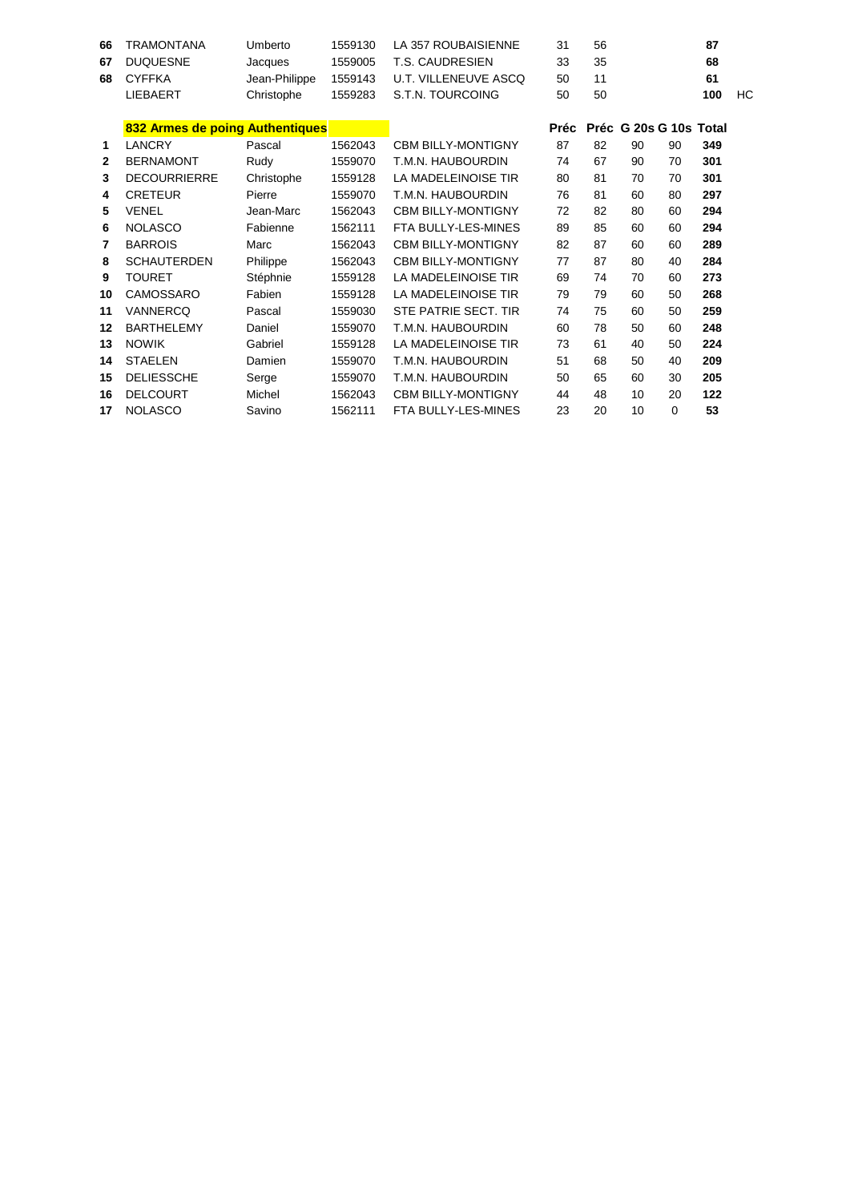| | | | | | | | | | | |
|---|---|---|---|---|---|---|---|---|---|---|
| **66** | TRAMONTANA | Umberto | 1559130 | LA 357 ROUBAISIENNE | 31 | 56 | | | **87** | |
| **67** | DUQUESNE | Jacques | 1559005 | T.S. CAUDRESIEN | 33 | 35 | | | **68** | |
| **68** | CYFFKA | Jean-Philippe | 1559143 | U.T. VILLENEUVE ASCQ | 50 | 11 | | | **61** | |
| | LIEBAERT | Christophe | 1559283 | S.T.N. TOURCOING | 50 | 50 | | | **100** | HC |

| | **832 Armes de poing Authentiques** | | | | **Préc** | **Préc** | **G 20s** | **G 10s** | **Total** |
|---|---|---|---|---|---|---|---|---|---|
| **1** | LANCRY | Pascal | 1562043 | CBM BILLY-MONTIGNY | 87 | 82 | 90 | 90 | **349** |
| **2** | BERNAMONT | Rudy | 1559070 | T.M.N. HAUBOURDIN | 74 | 67 | 90 | 70 | **301** |
| **3** | DECOURRIERRE | Christophe | 1559128 | LA MADELEINOISE TIR | 80 | 81 | 70 | 70 | **301** |
| **4** | CRETEUR | Pierre | 1559070 | T.M.N. HAUBOURDIN | 76 | 81 | 60 | 80 | **297** |
| **5** | VENEL | Jean-Marc | 1562043 | CBM BILLY-MONTIGNY | 72 | 82 | 80 | 60 | **294** |
| **6** | NOLASCO | Fabienne | 1562111 | FTA BULLY-LES-MINES | 89 | 85 | 60 | 60 | **294** |
| **7** | BARROIS | Marc | 1562043 | CBM BILLY-MONTIGNY | 82 | 87 | 60 | 60 | **289** |
| **8** | SCHAUTERDEN | Philippe | 1562043 | CBM BILLY-MONTIGNY | 77 | 87 | 80 | 40 | **284** |
| **9** | TOURET | Stéphnie | 1559128 | LA MADELEINOISE TIR | 69 | 74 | 70 | 60 | **273** |
| **10** | CAMOSSARO | Fabien | 1559128 | LA MADELEINOISE TIR | 79 | 79 | 60 | 50 | **268** |
| **11** | VANNERCQ | Pascal | 1559030 | STE PATRIE SECT. TIR | 74 | 75 | 60 | 50 | **259** |
| **12** | BARTHELEMY | Daniel | 1559070 | T.M.N. HAUBOURDIN | 60 | 78 | 50 | 60 | **248** |
| **13** | NOWIK | Gabriel | 1559128 | LA MADELEINOISE TIR | 73 | 61 | 40 | 50 | **224** |
| **14** | STAELEN | Damien | 1559070 | T.M.N. HAUBOURDIN | 51 | 68 | 50 | 40 | **209** |
| **15** | DELIESSCHE | Serge | 1559070 | T.M.N. HAUBOURDIN | 50 | 65 | 60 | 30 | **205** |
| **16** | DELCOURT | Michel | 1562043 | CBM BILLY-MONTIGNY | 44 | 48 | 10 | 20 | **122** |
| **17** | NOLASCO | Savino | 1562111 | FTA BULLY-LES-MINES | 23 | 20 | 10 | 0 | **53** |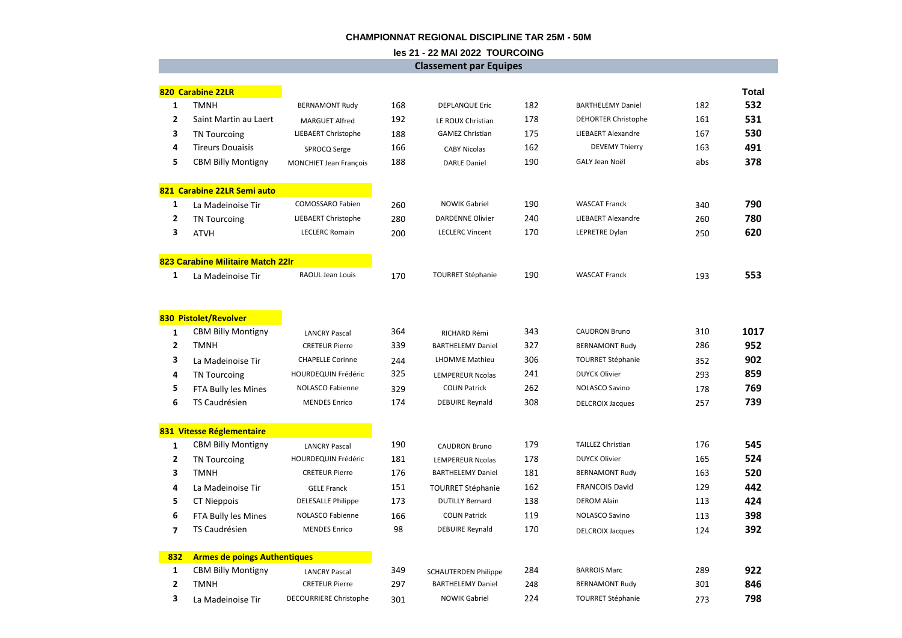**CHAMPIONNAT REGIONAL DISCIPLINE TAR 25M - 50M**

**les 21 - 22 MAI 2022 TOURCOING**

## Classement par Equipes

| | | | | | | | | Total |
|---|---|---|---|---|---|---|---|---|
| **820 Carabine 22LR** | | | | | | | | |
| 1 | TMNH | BERNAMONT Rudy | 168 | DEPLANQUE Eric | 182 | BARTHELEMY Daniel | 182 | **532** |
| 2 | Saint Martin au Laert | MARGUET Alfred | 192 | LE ROUX Christian | 178 | DEHORTER Christophe | 161 | **531** |
| 3 | TN Tourcoing | LIEBAERT Christophe | 188 | GAMEZ Christian | 175 | LIEBAERT Alexandre | 167 | **530** |
| 4 | Tireurs Douaisis | SPROCQ Serge | 166 | CABY Nicolas | 162 | DEVEMY Thierry | 163 | **491** |
| 5 | CBM Billy Montigny | MONCHIET Jean François | 188 | DARLE Daniel | 190 | GALY Jean Noël | abs | **378** |
| **821 Carabine 22LR Semi auto** | | | | | | | | |
| 1 | La Madeinoise Tir | COMOSSARO Fabien | 260 | NOWIK Gabriel | 190 | WASCAT Franck | 340 | **790** |
| 2 | TN Tourcoing | LIEBAERT Christophe | 280 | DARDENNE Olivier | 240 | LIEBAERT Alexandre | 260 | **780** |
| 3 | ATVH | LECLERC Romain | 200 | LECLERC Vincent | 170 | LEPRETRE Dylan | 250 | **620** |
| **823 Carabine Militaire Match 22lr** | | | | | | | | |
| 1 | La Madeinoise Tir | RAOUL Jean Louis | 170 | TOURRET Stéphanie | 190 | WASCAT Franck | 193 | **553** |
| **830 Pistolet/Revolver** | | | | | | | | |
| 1 | CBM Billy Montigny | LANCRY Pascal | 364 | RICHARD Rémi | 343 | CAUDRON Bruno | 310 | **1017** |
| 2 | TMNH | CRETEUR Pierre | 339 | BARTHELEMY Daniel | 327 | BERNAMONT Rudy | 286 | **952** |
| 3 | La Madeinoise Tir | CHAPELLE Corinne | 244 | LHOMME Mathieu | 306 | TOURRET Stéphanie | 352 | **902** |
| 4 | TN Tourcoing | HOURDEQUIN Frédéric | 325 | LEMPEREUR Ncolas | 241 | DUYCK Olivier | 293 | **859** |
| 5 | FTA Bully les Mines | NOLASCO Fabienne | 329 | COLIN Patrick | 262 | NOLASCO Savino | 178 | **769** |
| 6 | TS Caudrésien | MENDES Enrico | 174 | DEBUIRE Reynald | 308 | DELCROIX Jacques | 257 | **739** |
| **831 Vitesse Réglementaire** | | | | | | | | |
| 1 | CBM Billy Montigny | LANCRY Pascal | 190 | CAUDRON Bruno | 179 | TAILLEZ Christian | 176 | **545** |
| 2 | TN Tourcoing | HOURDEQUIN Frédéric | 181 | LEMPEREUR Ncolas | 178 | DUYCK Olivier | 165 | **524** |
| 3 | TMNH | CRETEUR Pierre | 176 | BARTHELEMY Daniel | 181 | BERNAMONT Rudy | 163 | **520** |
| 4 | La Madeinoise Tir | GELE Franck | 151 | TOURRET Stéphanie | 162 | FRANCOIS David | 129 | **442** |
| 5 | CT Nieppois | DELESALLE Philippe | 173 | DUTILLY Bernard | 138 | DEROM Alain | 113 | **424** |
| 6 | FTA Bully les Mines | NOLASCO Fabienne | 166 | COLIN Patrick | 119 | NOLASCO Savino | 113 | **398** |
| 7 | TS Caudrésien | MENDES Enrico | 98 | DEBUIRE Reynald | 170 | DELCROIX Jacques | 124 | **392** |
| **832 Armes de poings Authentiques** | | | | | | | | |
| 1 | CBM Billy Montigny | LANCRY Pascal | 349 | SCHAUTERDEN Philippe | 284 | BARROIS Marc | 289 | **922** |
| 2 | TMNH | CRETEUR Pierre | 297 | BARTHELEMY Daniel | 248 | BERNAMONT Rudy | 301 | **846** |
| 3 | La Madeinoise Tir | DECOURRIERE Christophe | 301 | NOWIK Gabriel | 224 | TOURRET Stéphanie | 273 | **798** |